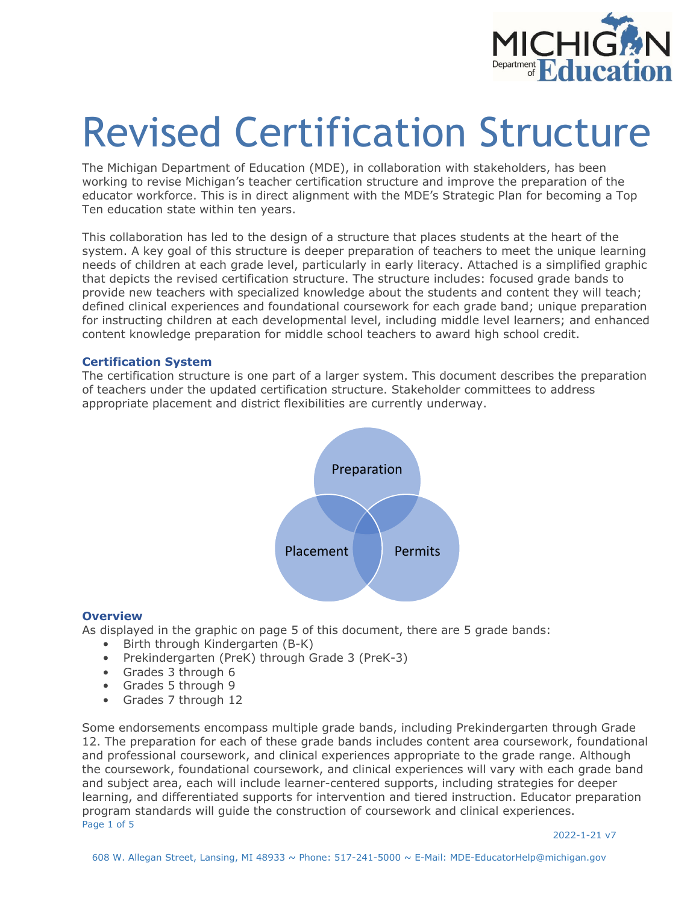# Revised Certification Structure

The Michigan Department of Education (MDE), in collaboration with stakeholders, has been working to revise Michigan's teacher certification structure and improve the preparation of the educator workforce. This is in direct alignment with the MDE's Strategic Plan for becoming a Top Ten education state within ten years.

This collaboration has led to the design of a structure that places students at the heart of the system. A key goal of this structure is deeper preparation of teachers to meet the unique learning needs of children at each grade level, particularly in early literacy. Attached is a simplified graphic that depicts the revised certification structure. The structure includes: focused grade bands to provide new teachers with specialized knowledge about the students and content they will teach; defined clinical experiences and foundational coursework for each grade band; unique preparation for instructing children at each developmental level, including middle level learners; and enhanced content knowledge preparation for middle school teachers to award high school credit.

### Certification System

The certification structure is one part of a larger system. This document describes the preparation of teachers under the updated certification structure. Stakeholder committees to address appropriate placement and district flexibilities are currently underway.

Preparation

Placement

Permits

### Overview

As displayed in the graphic on page 5 of this document, there are 5 grade bands:

- Birth through Kindergarten (B-K)
- Prekindergarten (PreK) through Grade 3 (PreK-3)
- Grades 3 through 6
- Grades 5 through 9
- Grades 7 through 12

Some endorsements encompass multiple grade bands, including Prekindergarten through Grade 12. The preparation for each of these grade bands includes content area coursework, foundational and professional coursework, and clinical experiences appropriate to the grade range. Although the coursework, foundational coursework, and clinical experiences will vary with each grade band and subject area, each will include learner-centered supports, including strategies for deeper learning, and differentiated supports for intervention and tiered instruction. Educator preparation program standards will guide the construction of coursework and clinical experiences.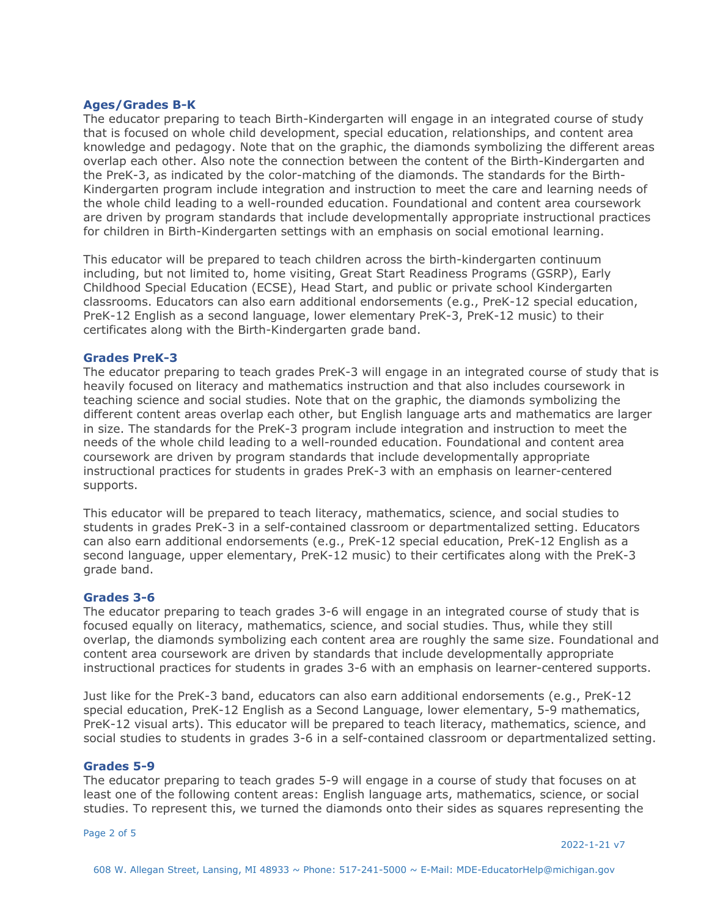### Ages/Grades B-K

The educator preparing to teach Birth-Kindergarten will engage in an integrated course of study that is focused on whole child development, special education, relationships, and content area knowledge and pedagogy. Note that on the graphic, the diamonds symbolizing the different areas overlap each other. Also note the connection between the content of the Birth-Kindergarten and the PreK-3, as indicated by the color-matching of the diamonds. The standards for the Birth-Kindergarten program include integration and instruction to meet the care and learning needs of the whole child leading to a well-rounded education. Foundational and content area coursework are driven by program standards that include developmentally appropriate instructional practices for children in Birth-Kindergarten settings with an emphasis on social emotional learning.

This educator will be prepared to teach children across the birth-kindergarten continuum including, but not limited to, home visiting, Great Start Readiness Programs (GSRP), Early Childhood Special Education (ECSE), Head Start, and public or private school Kindergarten classrooms. Educators can also earn additional endorsements (e.g., PreK-12 special education, PreK-12 English as a second language, lower elementary PreK-3, PreK-12 music) to their certificates along with the Birth-Kindergarten grade band.

### Grades PreK-3

The educator preparing to teach grades PreK-3 will engage in an integrated course of study that is heavily focused on literacy and mathematics instruction and that also includes coursework in teaching science and social studies. Note that on the graphic, the diamonds symbolizing the different content areas overlap each other, but English language arts and mathematics are larger in size. The standards for the PreK-3 program include integration and instruction to meet the needs of the whole child leading to a well-rounded education. Foundational and content area coursework are driven by program standards that include developmentally appropriate instructional practices for students in grades PreK-3 with an emphasis on learner-centered supports.

This educator will be prepared to teach literacy, mathematics, science, and social studies to students in grades PreK-3 in a self-contained classroom or departmentalized setting. Educators can also earn additional endorsements (e.g., PreK-12 special education, PreK-12 English as a second language, upper elementary, PreK-12 music) to their certificates along with the PreK-3 grade band.

### Grades 3-6

The educator preparing to teach grades 3-6 will engage in an integrated course of study that is focused equally on literacy, mathematics, science, and social studies. Thus, while they still overlap, the diamonds symbolizing each content area are roughly the same size. Foundational and content area coursework are driven by standards that include developmentally appropriate instructional practices for students in grades 3-6 with an emphasis on learner-centered supports.

Just like for the PreK-3 band, educators can also earn additional endorsements (e.g., PreK-12 special education, PreK-12 English as a Second Language, lower elementary, 5-9 mathematics, PreK-12 visual arts). This educator will be prepared to teach literacy, mathematics, science, and social studies to students in grades 3-6 in a self-contained classroom or departmentalized setting.

### Grades 5-9

The educator preparing to teach grades 5-9 will engage in a course of study that focuses on at least one of the following content areas: English language arts, mathematics, science, or social studies. To represent this, we turned the diamonds onto their sides as squares representing the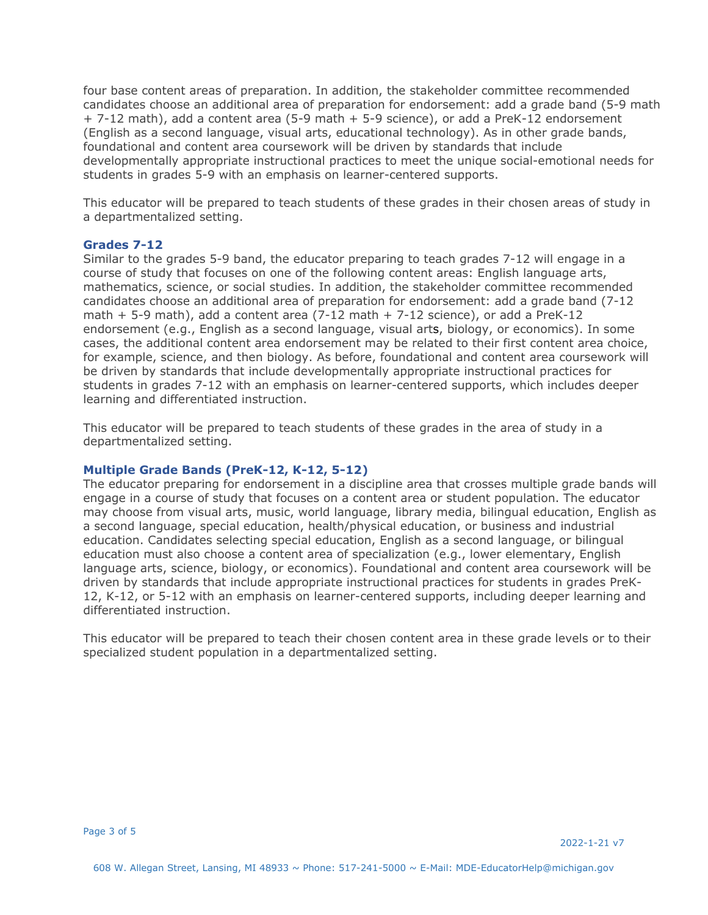four base content areas of preparation. In addition, the stakeholder committee recommended candidates choose an additional area of preparation for endorsement: add a grade band (5-9 math + 7-12 math), add a content area (5-9 math + 5-9 science), or add a PreK-12 endorsement (English as a second language, visual arts, educational technology). As in other grade bands, foundational and content area coursework will be driven by standards that include developmentally appropriate instructional practices to meet the unique social-emotional needs for students in grades 5-9 with an emphasis on learner-centered supports.

This educator will be prepared to teach students of these grades in their chosen areas of study in a departmentalized setting.

### Grades 7-12

Similar to the grades 5-9 band, the educator preparing to teach grades 7-12 will engage in a course of study that focuses on one of the following content areas: English language arts, mathematics, science, or social studies. In addition, the stakeholder committee recommended candidates choose an additional area of preparation for endorsement: add a grade band (7-12 math + 5-9 math), add a content area (7-12 math + 7-12 science), or add a PreK-12 endorsement (e.g., English as a second language, visual arts, biology, or economics). In some cases, the additional content area endorsement may be related to their first content area choice, for example, science, and then biology. As before, foundational and content area coursework will be driven by standards that include developmentally appropriate instructional practices for students in grades 7-12 with an emphasis on learner-centered supports, which includes deeper learning and differentiated instruction.

This educator will be prepared to teach students of these grades in the area of study in a departmentalized setting.

### Multiple Grade Bands (PreK-12, K-12, 5-12)

The educator preparing for endorsement in a discipline area that crosses multiple grade bands will engage in a course of study that focuses on a content area or student population. The educator may choose from visual arts, music, world language, library media, bilingual education, English as a second language, special education, health/physical education, or business and industrial education. Candidates selecting special education, English as a second language, or bilingual education must also choose a content area of specialization (e.g., lower elementary, English language arts, science, biology, or economics). Foundational and content area coursework will be driven by standards that include appropriate instructional practices for students in grades PreK-12, K-12, or 5-12 with an emphasis on learner-centered supports, including deeper learning and differentiated instruction.

This educator will be prepared to teach their chosen content area in these grade levels or to their specialized student population in a departmentalized setting.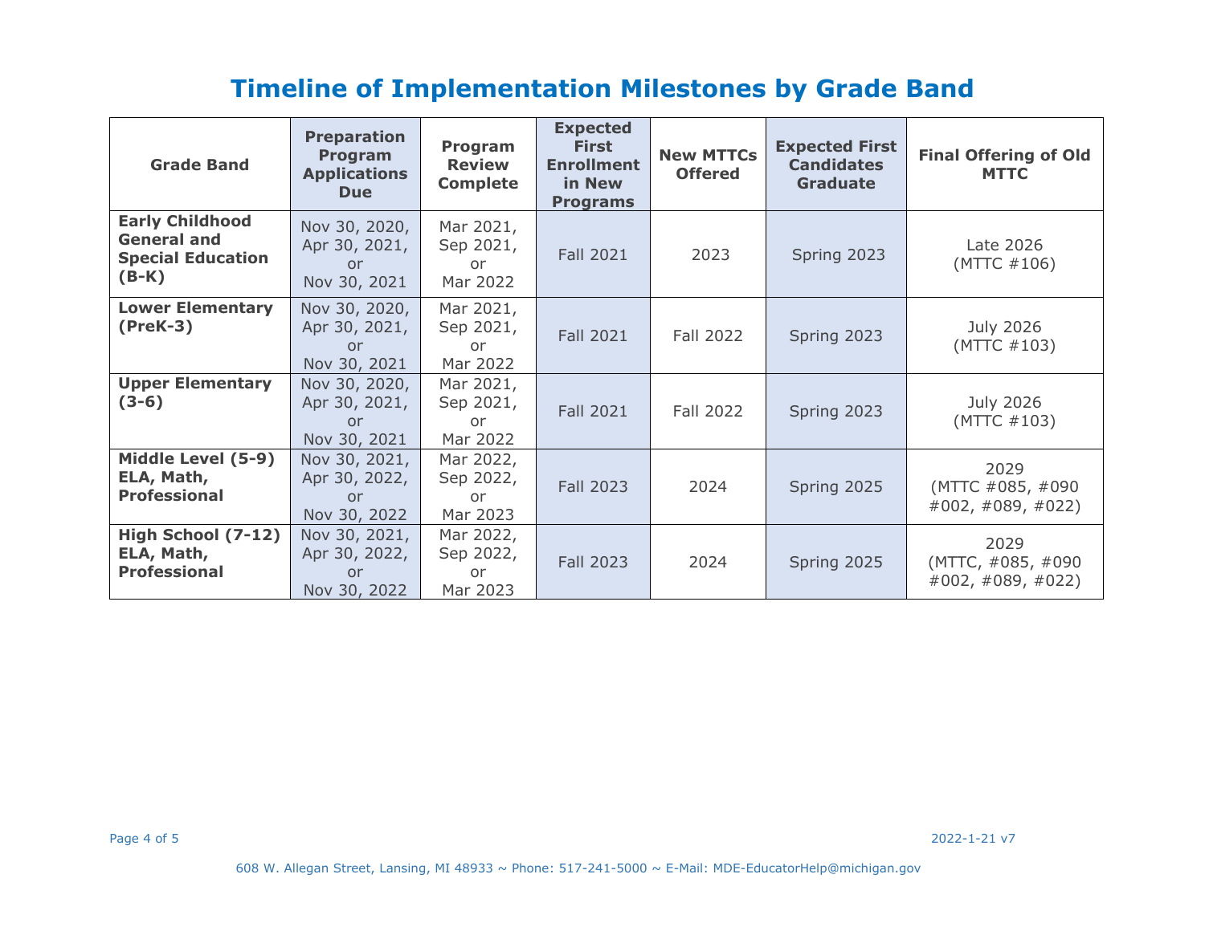# Timeline of Implementation Milestones by Grade Band

| Grade Band | Preparation Program Applications Due | Program Review Complete | Expected First Enrollment in New Programs | New MTTCs Offered | Expected First Candidates Graduate | Final Offering of Old MTTC |
|---|---|---|---|---|---|---|
| **Early Childhood General and Special Education (B-K)** | Nov 30, 2020, Apr 30, 2021, or Nov 30, 2021 | Mar 2021, Sep 2021, or Mar 2022 | Fall 2021 | 2023 | Spring 2023 | Late 2026 (MTTC #106) |
| **Lower Elementary (PreK-3)** | Nov 30, 2020, Apr 30, 2021, or Nov 30, 2021 | Mar 2021, Sep 2021, or Mar 2022 | Fall 2021 | Fall 2022 | Spring 2023 | July 2026 (MTTC #103) |
| **Upper Elementary (3-6)** | Nov 30, 2020, Apr 30, 2021, or Nov 30, 2021 | Mar 2021, Sep 2021, or Mar 2022 | Fall 2021 | Fall 2022 | Spring 2023 | July 2026 (MTTC #103) |
| **Middle Level (5-9) ELA, Math, Professional** | Nov 30, 2021, Apr 30, 2022, or Nov 30, 2022 | Mar 2022, Sep 2022, or Mar 2023 | Fall 2023 | 2024 | Spring 2025 | 2029 (MTTC #085, #090 #002, #089, #022) |
| **High School (7-12) ELA, Math, Professional** | Nov 30, 2021, Apr 30, 2022, or Nov 30, 2022 | Mar 2022, Sep 2022, or Mar 2023 | Fall 2023 | 2024 | Spring 2025 | 2029 (MTTC, #085, #090 #002, #089, #022) |

2022-1-21 v7

608 W. Allegan Street, Lansing, MI 48933 ~ Phone: 517-241-5000 ~ E-Mail: MDE-EducatorHelp@michigan.gov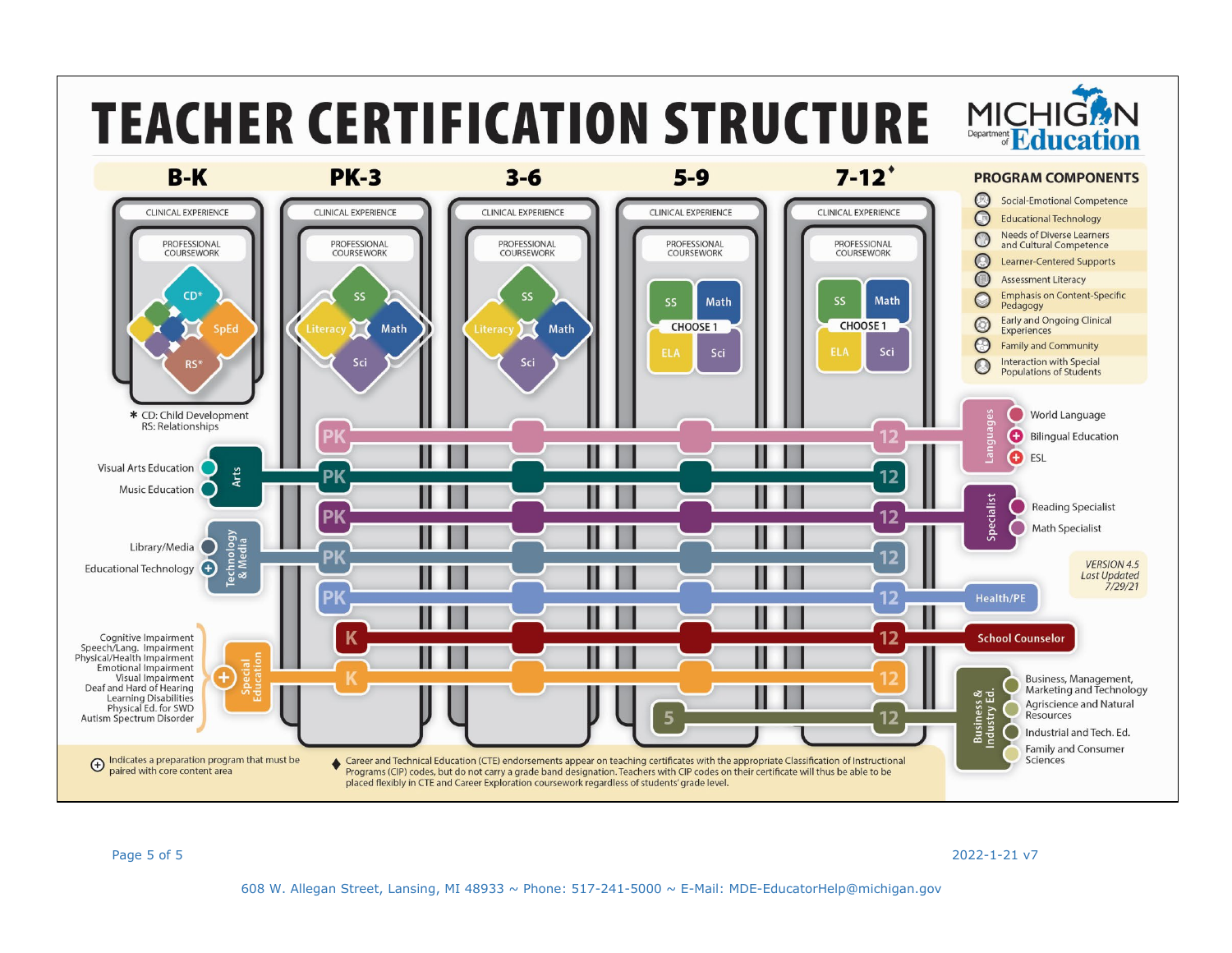# TEACHER CERTIFICATION STRUCTURE

MICHIGAN Department of Education

B-K

PK-3

3-6

5-9

7-12♦

CLINICAL EXPERIENCE

PROFESSIONAL COURSEWORK

CD*

SpEd

RS*

SS

Literacy

Math

Sci

CHOOSE 1

ELA

\* CD: Child Development
RS: Relationships

## PROGRAM COMPONENTS

- Social-Emotional Competence
- Educational Technology
- Needs of Diverse Learners and Cultural Competence
- Learner-Centered Supports
- Assessment Literacy
- Emphasis on Content-Specific Pedagogy
- Early and Ongoing Clinical Experiences
- Family and Community
- Interaction with Special Populations of Students

PK – 12

K – 12

5 – 12

Languages

- World Language
- ⊕ Bilingual Education
- ⊕ ESL

Arts

- Visual Arts Education
- Music Education

Specialist

- Reading Specialist
- Math Specialist

Technology & Media

- Library/Media
- ⊕ Educational Technology

Health/PE

School Counselor

Special Education ⊕

- Cognitive Impairment
- Speech/Lang. Impairment
- Physical/Health Impairment
- Emotional Impairment
- Visual Impairment
- Deaf and Hard of Hearing
- Learning Disabilities
- Physical Ed. for SWD
- Autism Spectrum Disorder

Business & Industry Ed.

- Business, Management, Marketing and Technology
- Agriscience and Natural Resources
- Industrial and Tech. Ed.
- Family and Consumer Sciences

*VERSION 4.5*
*Last Updated 7/29/21*

⊕ Indicates a preparation program that must be paired with core content area

♦ Career and Technical Education (CTE) endorsements appear on teaching certificates with the appropriate Classification of Instructional Programs (CIP) codes, but do not carry a grade band designation. Teachers with CIP codes on their certificate will thus be able to be placed flexibly in CTE and Career Exploration coursework regardless of students' grade level.

2022-1-21 v7

608 W. Allegan Street, Lansing, MI 48933 ~ Phone: 517-241-5000 ~ E-Mail: MDE-EducatorHelp@michigan.gov